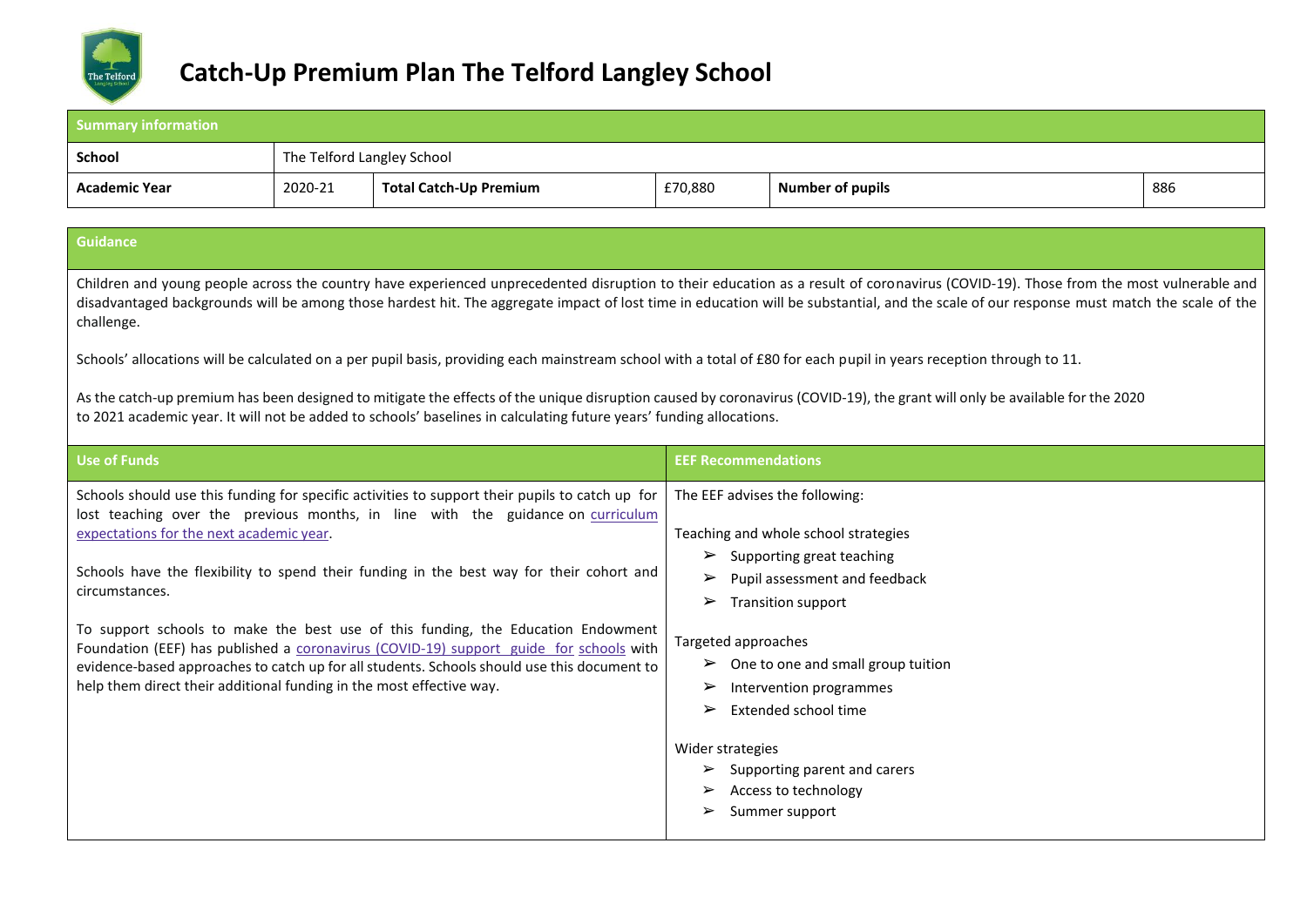# Catch-Up Premium Plan The Telford Langley School

| Summary information | | | | | |
|---|---|---|---|---|---|
| **School** | The Telford Langley School | | | | |
| **Academic Year** | 2020-21 | **Total Catch-Up Premium** | £70,880 | **Number of pupils** | 886 |

## Guidance

Children and young people across the country have experienced unprecedented disruption to their education as a result of coronavirus (COVID-19). Those from the most vulnerable and disadvantaged backgrounds will be among those hardest hit. The aggregate impact of lost time in education will be substantial, and the scale of our response must match the scale of the challenge.

Schools' allocations will be calculated on a per pupil basis, providing each mainstream school with a total of £80 for each pupil in years reception through to 11.

As the catch-up premium has been designed to mitigate the effects of the unique disruption caused by coronavirus (COVID-19), the grant will only be available for the 2020 to 2021 academic year. It will not be added to schools' baselines in calculating future years' funding allocations.

## Use of Funds

Schools should use this funding for specific activities to support their pupils to catch up for lost teaching over the previous months, in line with the guidance on curriculum expectations for the next academic year.

Schools have the flexibility to spend their funding in the best way for their cohort and circumstances.

To support schools to make the best use of this funding, the Education Endowment Foundation (EEF) has published a coronavirus (COVID-19) support guide for schools with evidence-based approaches to catch up for all students. Schools should use this document to help them direct their additional funding in the most effective way.

## EEF Recommendations

The EEF advises the following:

Teaching and whole school strategies

- Supporting great teaching
- Pupil assessment and feedback
- Transition support

Targeted approaches

- One to one and small group tuition
- Intervention programmes
- Extended school time

Wider strategies

- Supporting parent and carers
- Access to technology
- Summer support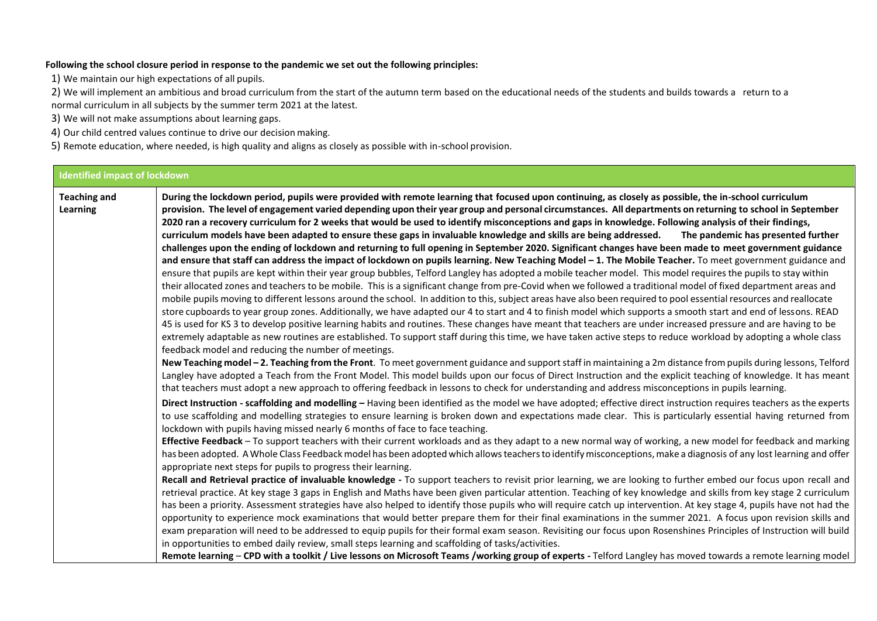**Following the school closure period in response to the pandemic we set out the following principles:**

1) We maintain our high expectations of all pupils.

2) We will implement an ambitious and broad curriculum from the start of the autumn term based on the educational needs of the students and builds towards a return to a normal curriculum in all subjects by the summer term 2021 at the latest.

3) We will not make assumptions about learning gaps.

4) Our child centred values continue to drive our decision making.

5) Remote education, where needed, is high quality and aligns as closely as possible with in-school provision.

| **Identified impact of lockdown** | |
|---|---|
| **Teaching and Learning** | **During the lockdown period, pupils were provided with remote learning that focused upon continuing, as closely as possible, the in-school curriculum provision. The level of engagement varied depending upon their year group and personal circumstances. All departments on returning to school in September 2020 ran a recovery curriculum for 2 weeks that would be used to identify misconceptions and gaps in knowledge. Following analysis of their findings, curriculum models have been adapted to ensure these gaps in invaluable knowledge and skills are being addressed. The pandemic has presented further challenges upon the ending of lockdown and returning to full opening in September 2020. Significant changes have been made to meet government guidance and ensure that staff can address the impact of lockdown on pupils learning. New Teaching Model – 1. The Mobile Teacher.** To meet government guidance and ensure that pupils are kept within their year group bubbles, Telford Langley has adopted a mobile teacher model. This model requires the pupils to stay within their allocated zones and teachers to be mobile. This is a significant change from pre-Covid when we followed a traditional model of fixed department areas and mobile pupils moving to different lessons around the school. In addition to this, subject areas have also been required to pool essential resources and reallocate store cupboards to year group zones. Additionally, we have adapted our 4 to start and 4 to finish model which supports a smooth start and end of lessons. READ 45 is used for KS 3 to develop positive learning habits and routines. These changes have meant that teachers are under increased pressure and are having to be extremely adaptable as new routines are established. To support staff during this time, we have taken active steps to reduce workload by adopting a whole class feedback model and reducing the number of meetings.<br>**New Teaching model – 2. Teaching from the Front**. To meet government guidance and support staff in maintaining a 2m distance from pupils during lessons, Telford Langley have adopted a Teach from the Front Model. This model builds upon our focus of Direct Instruction and the explicit teaching of knowledge. It has meant that teachers must adopt a new approach to offering feedback in lessons to check for understanding and address misconceptions in pupils learning.<br>**Direct Instruction - scaffolding and modelling –** Having been identified as the model we have adopted; effective direct instruction requires teachers as the experts to use scaffolding and modelling strategies to ensure learning is broken down and expectations made clear. This is particularly essential having returned from lockdown with pupils having missed nearly 6 months of face to face teaching.<br>**Effective Feedback** – To support teachers with their current workloads and as they adapt to a new normal way of working, a new model for feedback and marking has been adopted. A Whole Class Feedback model has been adopted which allows teachers to identify misconceptions, make a diagnosis of any lost learning and offer appropriate next steps for pupils to progress their learning.<br>**Recall and Retrieval practice of invaluable knowledge -** To support teachers to revisit prior learning, we are looking to further embed our focus upon recall and retrieval practice. At key stage 3 gaps in English and Maths have been given particular attention. Teaching of key knowledge and skills from key stage 2 curriculum has been a priority. Assessment strategies have also helped to identify those pupils who will require catch up intervention. At key stage 4, pupils have not had the opportunity to experience mock examinations that would better prepare them for their final examinations in the summer 2021. A focus upon revision skills and exam preparation will need to be addressed to equip pupils for their formal exam season. Revisiting our focus upon Rosenshines Principles of Instruction will build in opportunities to embed daily review, small steps learning and scaffolding of tasks/activities.<br>**Remote learning – CPD with a toolkit / Live lessons on Microsoft Teams /working group of experts -** Telford Langley has moved towards a remote learning model |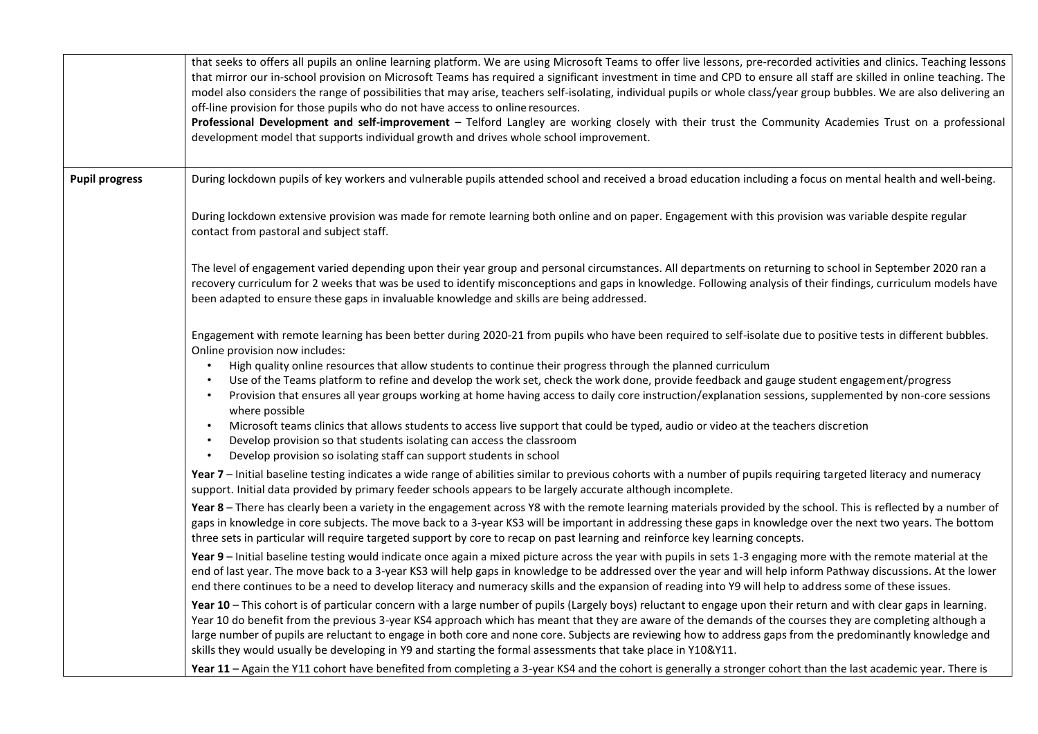| | |
|---|---|
| | that seeks to offers all pupils an online learning platform. We are using Microsoft Teams to offer live lessons, pre-recorded activities and clinics. Teaching lessons that mirror our in-school provision on Microsoft Teams has required a significant investment in time and CPD to ensure all staff are skilled in online teaching. The model also considers the range of possibilities that may arise, teachers self-isolating, individual pupils or whole class/year group bubbles. We are also delivering an off-line provision for those pupils who do not have access to online resources.<br>**Professional Development and self-improvement –** Telford Langley are working closely with their trust the Community Academies Trust on a professional development model that supports individual growth and drives whole school improvement. |
| **Pupil progress** | During lockdown pupils of key workers and vulnerable pupils attended school and received a broad education including a focus on mental health and well-being.<br><br>During lockdown extensive provision was made for remote learning both online and on paper. Engagement with this provision was variable despite regular contact from pastoral and subject staff.<br><br>The level of engagement varied depending upon their year group and personal circumstances. All departments on returning to school in September 2020 ran a recovery curriculum for 2 weeks that was be used to identify misconceptions and gaps in knowledge. Following analysis of their findings, curriculum models have been adapted to ensure these gaps in invaluable knowledge and skills are being addressed.<br><br>Engagement with remote learning has been better during 2020-21 from pupils who have been required to self-isolate due to positive tests in different bubbles. Online provision now includes:<br>• High quality online resources that allow students to continue their progress through the planned curriculum<br>• Use of the Teams platform to refine and develop the work set, check the work done, provide feedback and gauge student engagement/progress<br>• Provision that ensures all year groups working at home having access to daily core instruction/explanation sessions, supplemented by non-core sessions where possible<br>• Microsoft teams clinics that allows students to access live support that could be typed, audio or video at the teachers discretion<br>• Develop provision so that students isolating can access the classroom<br>• Develop provision so isolating staff can support students in school<br>**Year 7** – Initial baseline testing indicates a wide range of abilities similar to previous cohorts with a number of pupils requiring targeted literacy and numeracy support. Initial data provided by primary feeder schools appears to be largely accurate although incomplete.<br>**Year 8** – There has clearly been a variety in the engagement across Y8 with the remote learning materials provided by the school. This is reflected by a number of gaps in knowledge in core subjects. The move back to a 3-year KS3 will be important in addressing these gaps in knowledge over the next two years. The bottom three sets in particular will require targeted support by core to recap on past learning and reinforce key learning concepts.<br>**Year 9** – Initial baseline testing would indicate once again a mixed picture across the year with pupils in sets 1-3 engaging more with the remote material at the end of last year. The move back to a 3-year KS3 will help gaps in knowledge to be addressed over the year and will help inform Pathway discussions. At the lower end there continues to be a need to develop literacy and numeracy skills and the expansion of reading into Y9 will help to address some of these issues.<br>**Year 10** – This cohort is of particular concern with a large number of pupils (Largely boys) reluctant to engage upon their return and with clear gaps in learning. Year 10 do benefit from the previous 3-year KS4 approach which has meant that they are aware of the demands of the courses they are completing although a large number of pupils are reluctant to engage in both core and none core. Subjects are reviewing how to address gaps from the predominantly knowledge and skills they would usually be developing in Y9 and starting the formal assessments that take place in Y10&Y11.<br>**Year 11** – Again the Y11 cohort have benefited from completing a 3-year KS4 and the cohort is generally a stronger cohort than the last academic year. There is |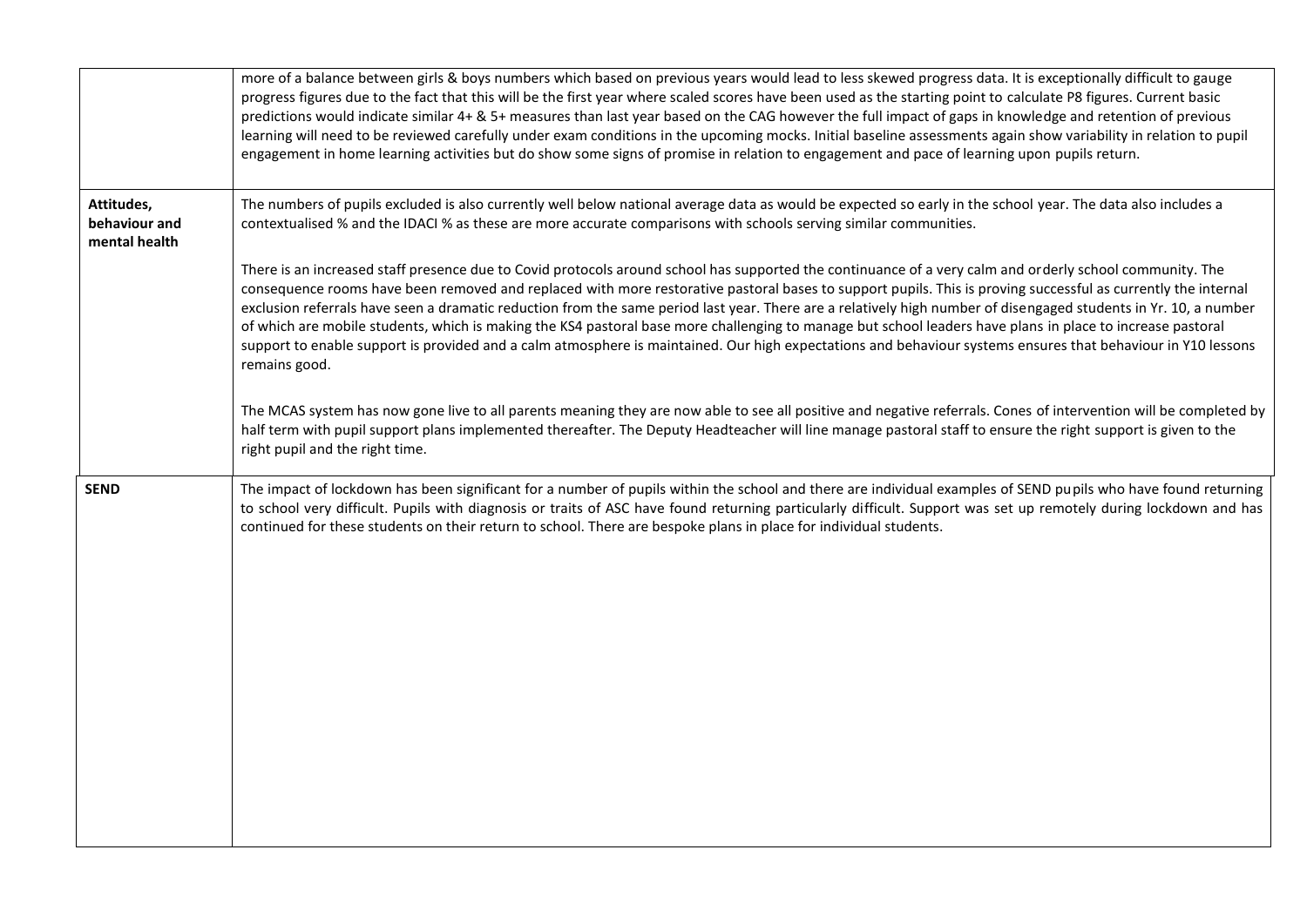| | |
|---|---|
| | more of a balance between girls & boys numbers which based on previous years would lead to less skewed progress data. It is exceptionally difficult to gauge progress figures due to the fact that this will be the first year where scaled scores have been used as the starting point to calculate P8 figures. Current basic predictions would indicate similar 4+ & 5+ measures than last year based on the CAG however the full impact of gaps in knowledge and retention of previous learning will need to be reviewed carefully under exam conditions in the upcoming mocks. Initial baseline assessments again show variability in relation to pupil engagement in home learning activities but do show some signs of promise in relation to engagement and pace of learning upon pupils return. |
| **Attitudes, behaviour and mental health** | The numbers of pupils excluded is also currently well below national average data as would be expected so early in the school year. The data also includes a contextualised % and the IDACI % as these are more accurate comparisons with schools serving similar communities.<br><br>There is an increased staff presence due to Covid protocols around school has supported the continuance of a very calm and orderly school community. The consequence rooms have been removed and replaced with more restorative pastoral bases to support pupils. This is proving successful as currently the internal exclusion referrals have seen a dramatic reduction from the same period last year. There are a relatively high number of disengaged students in Yr. 10, a number of which are mobile students, which is making the KS4 pastoral base more challenging to manage but school leaders have plans in place to increase pastoral support to enable support is provided and a calm atmosphere is maintained. Our high expectations and behaviour systems ensures that behaviour in Y10 lessons remains good.<br><br>The MCAS system has now gone live to all parents meaning they are now able to see all positive and negative referrals. Cones of intervention will be completed by half term with pupil support plans implemented thereafter. The Deputy Headteacher will line manage pastoral staff to ensure the right support is given to the right pupil and the right time. |
| **SEND** | The impact of lockdown has been significant for a number of pupils within the school and there are individual examples of SEND pupils who have found returning to school very difficult. Pupils with diagnosis or traits of ASC have found returning particularly difficult. Support was set up remotely during lockdown and has continued for these students on their return to school. There are bespoke plans in place for individual students. |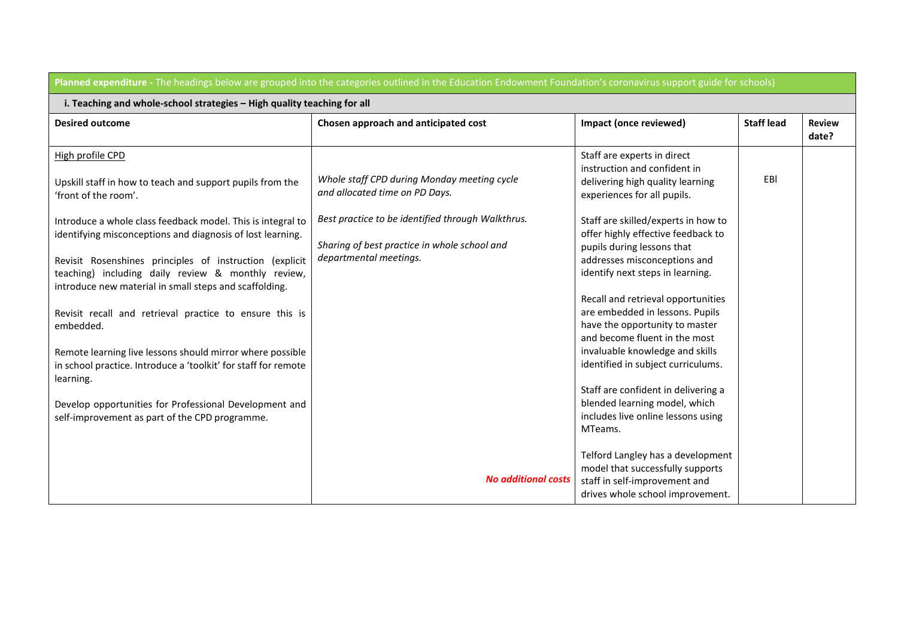| **Planned expenditure** - The headings below are grouped into the categories outlined in the Education Endowment Foundation's coronavirus support guide for schools) | | | | |
|---|---|---|---|---|
| **i. Teaching and whole-school strategies – High quality teaching for all** | | | | |
| **Desired outcome** | **Chosen approach and anticipated cost** | **Impact (once reviewed)** | **Staff lead** | **Review date?** |
| High profile CPD<br><br>Upskill staff in how to teach and support pupils from the 'front of the room'.<br><br>Introduce a whole class feedback model. This is integral to identifying misconceptions and diagnosis of lost learning.<br><br>Revisit Rosenshines principles of instruction (explicit teaching) including daily review & monthly review, introduce new material in small steps and scaffolding.<br><br>Revisit recall and retrieval practice to ensure this is embedded.<br><br>Remote learning live lessons should mirror where possible in school practice. Introduce a 'toolkit' for staff for remote learning.<br><br>Develop opportunities for Professional Development and self-improvement as part of the CPD programme. | *Whole staff CPD during Monday meeting cycle and allocated time on PD Days.*<br><br>*Best practice to be identified through Walkthrus.*<br><br>*Sharing of best practice in whole school and departmental meetings.*<br><br>***No additional costs*** | Staff are experts in direct instruction and confident in delivering high quality learning experiences for all pupils.<br><br>Staff are skilled/experts in how to offer highly effective feedback to pupils during lessons that addresses misconceptions and identify next steps in learning.<br><br>Recall and retrieval opportunities are embedded in lessons. Pupils have the opportunity to master and become fluent in the most invaluable knowledge and skills identified in subject curriculums.<br><br>Staff are confident in delivering a blended learning model, which includes live online lessons using MTeams.<br><br>Telford Langley has a development model that successfully supports staff in self-improvement and drives whole school improvement. | EBl | |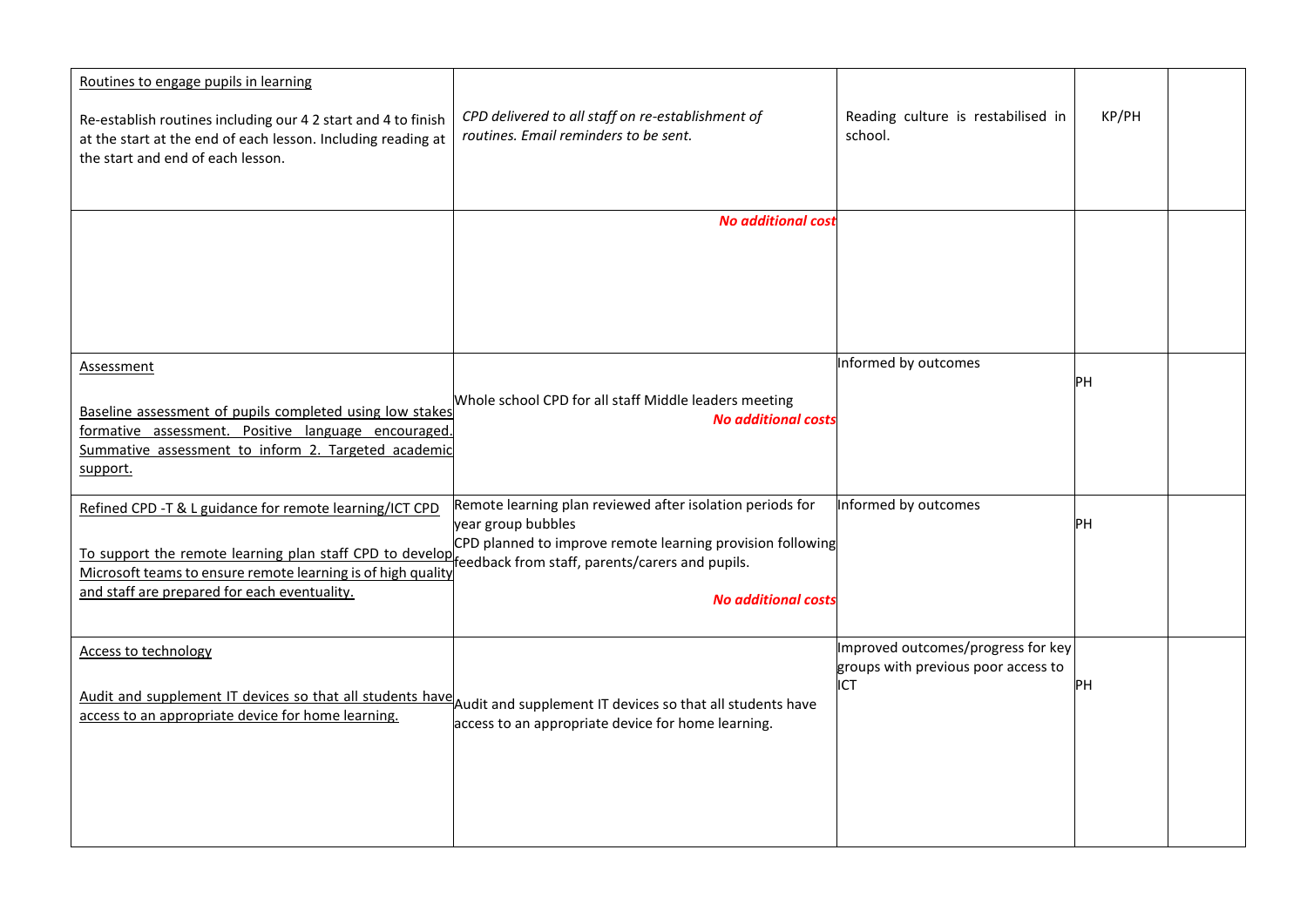| | | | | |
|---|---|---|---|---|
| <u>Routines to engage pupils in learning</u><br><br>Re-establish routines including our 4 2 start and 4 to finish at the start at the end of each lesson. Including reading at the start and end of each lesson. | *CPD delivered to all staff on re-establishment of routines. Email reminders to be sent.* | Reading culture is restabilised in school. | KP/PH | |
| | ***No additional cost*** | | | |
| <u>Assessment</u><br><br><u>Baseline assessment of pupils completed using low stakes formative assessment. Positive language encouraged. Summative assessment to inform 2. Targeted academic support.</u> | Whole school CPD for all staff Middle leaders meeting<br>***No additional costs*** | Informed by outcomes | PH | |
| <u>Refined CPD -T & L guidance for remote learning/ICT CPD</u><br><br><u>To support the remote learning plan staff CPD to develop Microsoft teams to ensure remote learning is of high quality and staff are prepared for each eventuality.</u> | Remote learning plan reviewed after isolation periods for year group bubbles<br>CPD planned to improve remote learning provision following feedback from staff, parents/carers and pupils.<br><br>***No additional costs*** | Informed by outcomes | PH | |
| <u>Access to technology</u><br><br><u>Audit and supplement IT devices so that all students have access to an appropriate device for home learning.</u> | Audit and supplement IT devices so that all students have access to an appropriate device for home learning. | Improved outcomes/progress for key groups with previous poor access to ICT | PH | |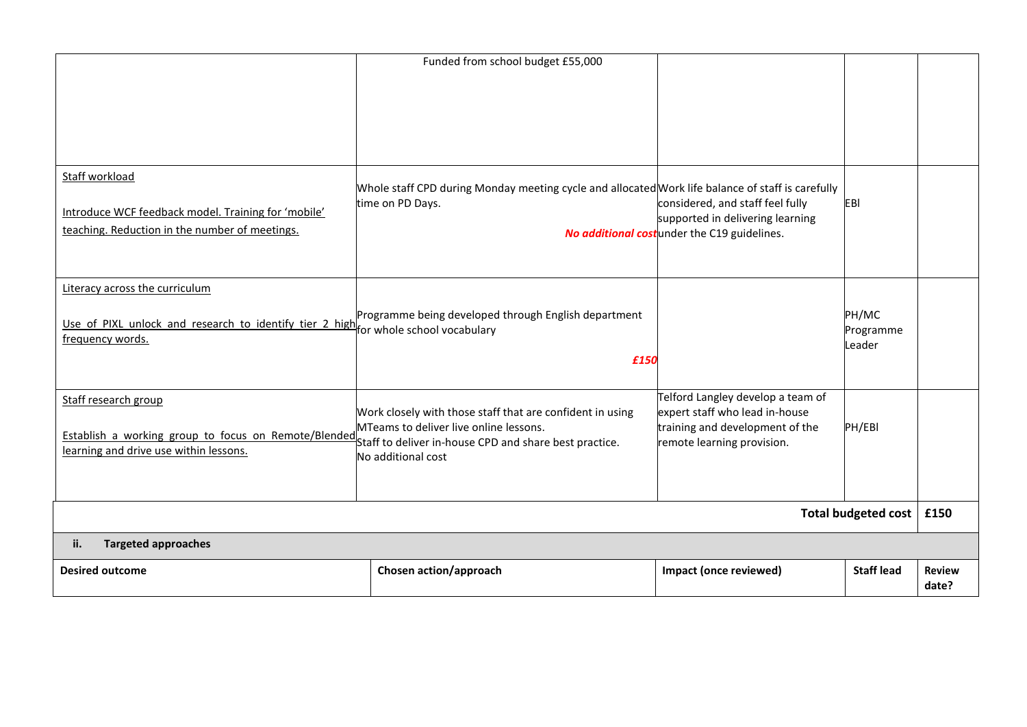| | | | | |
|---|---|---|---|---|
| | Funded from school budget £55,000 | | | |
| Staff workload<br><br>Introduce WCF feedback model. Training for 'mobile' teaching. Reduction in the number of meetings. | Whole staff CPD during Monday meeting cycle and allocated time on PD Days.<br><br>***No additional cost*** | Work life balance of staff is carefully considered, and staff feel fully supported in delivering learning under the C19 guidelines. | EBl | |
| Literacy across the curriculum<br><br>Use of PIXL unlock and research to identify tier 2 high frequency words. | Programme being developed through English department for whole school vocabulary<br><br>***£150*** | | PH/MC Programme Leader | |
| Staff research group<br><br>Establish a working group to focus on Remote/Blended learning and drive use within lessons. | Work closely with those staff that are confident in using MTeams to deliver live online lessons.<br>Staff to deliver in-house CPD and share best practice.<br>No additional cost | Telford Langley develop a team of expert staff who lead in-house training and development of the remote learning provision. | PH/EBl | |
| | | | **Total budgeted cost** | **£150** |

**ii. Targeted approaches**

| Desired outcome | Chosen action/approach | Impact (once reviewed) | Staff lead | Review date? |
|---|---|---|---|---|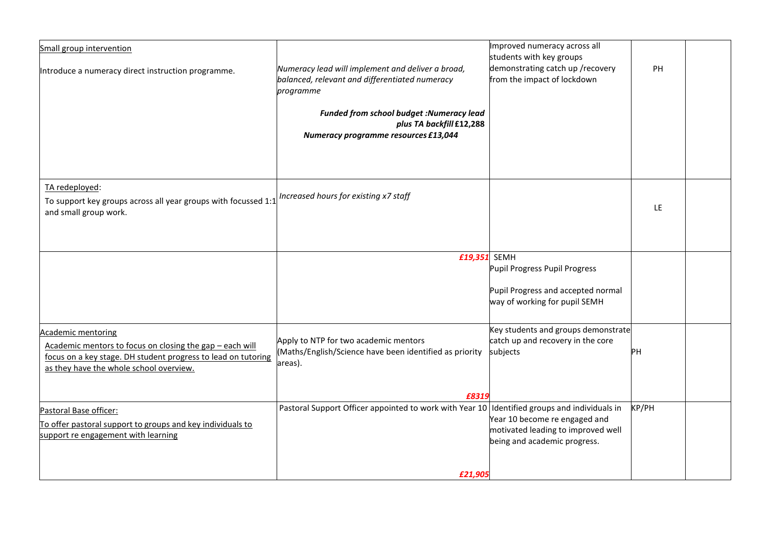| | | | | |
|---|---|---|---|---|
| Small group intervention<br><br>Introduce a numeracy direct instruction programme. | *Numeracy lead will implement and deliver a broad, balanced, relevant and differentiated numeracy programme*<br><br>***Funded from school budget :Numeracy lead plus TA backfill* £12,288**<br>***Numeracy programme resources* £13,044** | Improved numeracy across all students with key groups demonstrating catch up /recovery from the impact of lockdown | PH | |
| TA redeployed:<br>To support key groups across all year groups with focussed 1:1 and small group work. | *Increased hours for existing x7 staff* | | LE | |
| | ***£19,351*** | SEMH<br>Pupil Progress Pupil Progress<br><br>Pupil Progress and accepted normal way of working for pupil SEMH | | |
| Academic mentoring<br>Academic mentors to focus on closing the gap – each will focus on a key stage. DH student progress to lead on tutoring as they have the whole school overview. | Apply to NTP for two academic mentors (Maths/English/Science have been identified as priority areas).<br><br>***£8319*** | Key students and groups demonstrate catch up and recovery in the core subjects | PH | |
| Pastoral Base officer:<br>To offer pastoral support to groups and key individuals to support re engagement with learning | Pastoral Support Officer appointed to work with Year 10<br><br>***£21,905*** | Identified groups and individuals in Year 10 become re engaged and motivated leading to improved well being and academic progress. | KP/PH | |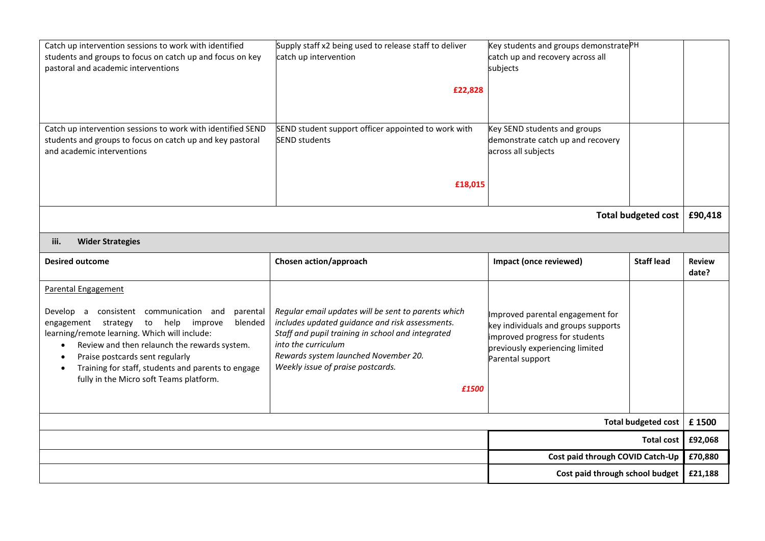| | | | | |
|---|---|---|---|---|
| Catch up intervention sessions to work with identified students and groups to focus on catch up and focus on key pastoral and academic interventions | Supply staff x2 being used to release staff to deliver catch up intervention<br><br>**£22,828** | Key students and groups demonstrate catch up and recovery across all subjects | PH | |
| Catch up intervention sessions to work with identified SEND students and groups to focus on catch up and key pastoral and academic interventions | SEND student support officer appointed to work with SEND students<br><br>**£18,015** | Key SEND students and groups demonstrate catch up and recovery across all subjects | | |
| | | | **Total budgeted cost** | **£90,418** |

**iii. Wider Strategies**

| **Desired outcome** | **Chosen action/approach** | **Impact (once reviewed)** | **Staff lead** | **Review date?** |
|---|---|---|---|---|
| Parental Engagement<br><br>Develop a consistent communication and parental engagement strategy to help improve blended learning/remote learning. Which will include:<br>• Review and then relaunch the rewards system.<br>• Praise postcards sent regularly<br>• Training for staff, students and parents to engage fully in the Micro soft Teams platform. | *Regular email updates will be sent to parents which includes updated guidance and risk assessments.*<br>*Staff and pupil training in school and integrated into the curriculum*<br>*Rewards system launched November 20.*<br>*Weekly issue of praise postcards.*<br><br>***£1500*** | Improved parental engagement for key individuals and groups supports improved progress for students previously experiencing limited Parental support | | |
| | | | **Total budgeted cost** | **£ 1500** |
| | | | **Total cost** | **£92,068** |
| | | | **Cost paid through COVID Catch-Up** | **£70,880** |
| | | | **Cost paid through school budget** | **£21,188** |